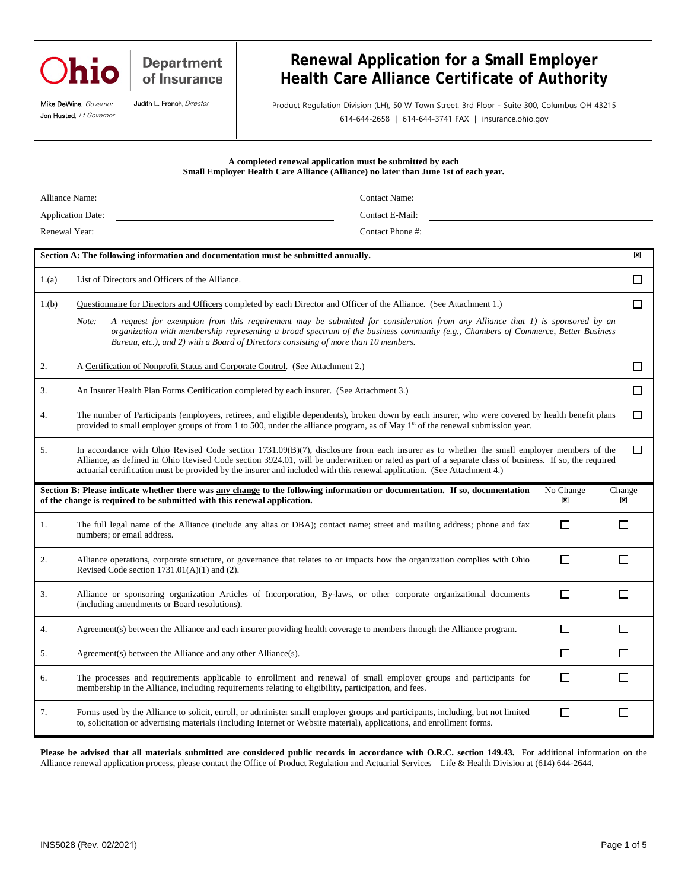Ohio Department of Insurance

Mike DeWine, *Governor*
Jon Husted, *Lt Governor*
Judith L. French, *Director*

# Renewal Application for a Small Employer Health Care Alliance Certificate of Authority

Product Regulation Division (LH), 50 W Town Street, 3rd Floor - Suite 300, Columbus OH 43215
614-644-2658 | 614-644-3741 FAX | insurance.ohio.gov

**A completed renewal application must be submitted by each Small Employer Health Care Alliance (Alliance) no later than June 1st of each year.**

| | | | |
|---|---|---|---|
| Alliance Name: | | Contact Name: | |
| Application Date: | | Contact E-Mail: | |
| Renewal Year: | | Contact Phone #: | |

| **Section A: The following information and documentation must be submitted annually.** | | ☒ |
|---|---|---|
| 1.(a) | List of Directors and Officers of the Alliance. | ☐ |
| 1.(b) | Questionnaire for Directors and Officers completed by each Director and Officer of the Alliance. (See Attachment 1.)<br>*Note: A request for exemption from this requirement may be submitted for consideration from any Alliance that 1) is sponsored by an organization with membership representing a broad spectrum of the business community (e.g., Chambers of Commerce, Better Business Bureau, etc.), and 2) with a Board of Directors consisting of more than 10 members.* | ☐ |
| 2. | A Certification of Nonprofit Status and Corporate Control. (See Attachment 2.) | ☐ |
| 3. | An Insurer Health Plan Forms Certification completed by each insurer. (See Attachment 3.) | ☐ |
| 4. | The number of Participants (employees, retirees, and eligible dependents), broken down by each insurer, who were covered by health benefit plans provided to small employer groups of from 1 to 500, under the alliance program, as of May 1st of the renewal submission year. | ☐ |
| 5. | In accordance with Ohio Revised Code section 1731.09(B)(7), disclosure from each insurer as to whether the small employer members of the Alliance, as defined in Ohio Revised Code section 3924.01, will be underwritten or rated as part of a separate class of business. If so, the required actuarial certification must be provided by the insurer and included with this renewal application. (See Attachment 4.) | ☐ |

| **Section B: Please indicate whether there was any change to the following information or documentation. If so, documentation of the change is required to be submitted with this renewal application.** | | No Change ☒ | Change ☒ |
|---|---|---|---|
| 1. | The full legal name of the Alliance (include any alias or DBA); contact name; street and mailing address; phone and fax numbers; or email address. | ☐ | ☐ |
| 2. | Alliance operations, corporate structure, or governance that relates to or impacts how the organization complies with Ohio Revised Code section 1731.01(A)(1) and (2). | ☐ | ☐ |
| 3. | Alliance or sponsoring organization Articles of Incorporation, By-laws, or other corporate organizational documents (including amendments or Board resolutions). | ☐ | ☐ |
| 4. | Agreement(s) between the Alliance and each insurer providing health coverage to members through the Alliance program. | ☐ | ☐ |
| 5. | Agreement(s) between the Alliance and any other Alliance(s). | ☐ | ☐ |
| 6. | The processes and requirements applicable to enrollment and renewal of small employer groups and participants for membership in the Alliance, including requirements relating to eligibility, participation, and fees. | ☐ | ☐ |
| 7. | Forms used by the Alliance to solicit, enroll, or administer small employer groups and participants, including, but not limited to, solicitation or advertising materials (including Internet or Website material), applications, and enrollment forms. | ☐ | ☐ |

**Please be advised that all materials submitted are considered public records in accordance with O.R.C. section 149.43.** For additional information on the Alliance renewal application process, please contact the Office of Product Regulation and Actuarial Services – Life & Health Division at (614) 644-2644.

INS5028 (Rev. 02/2021)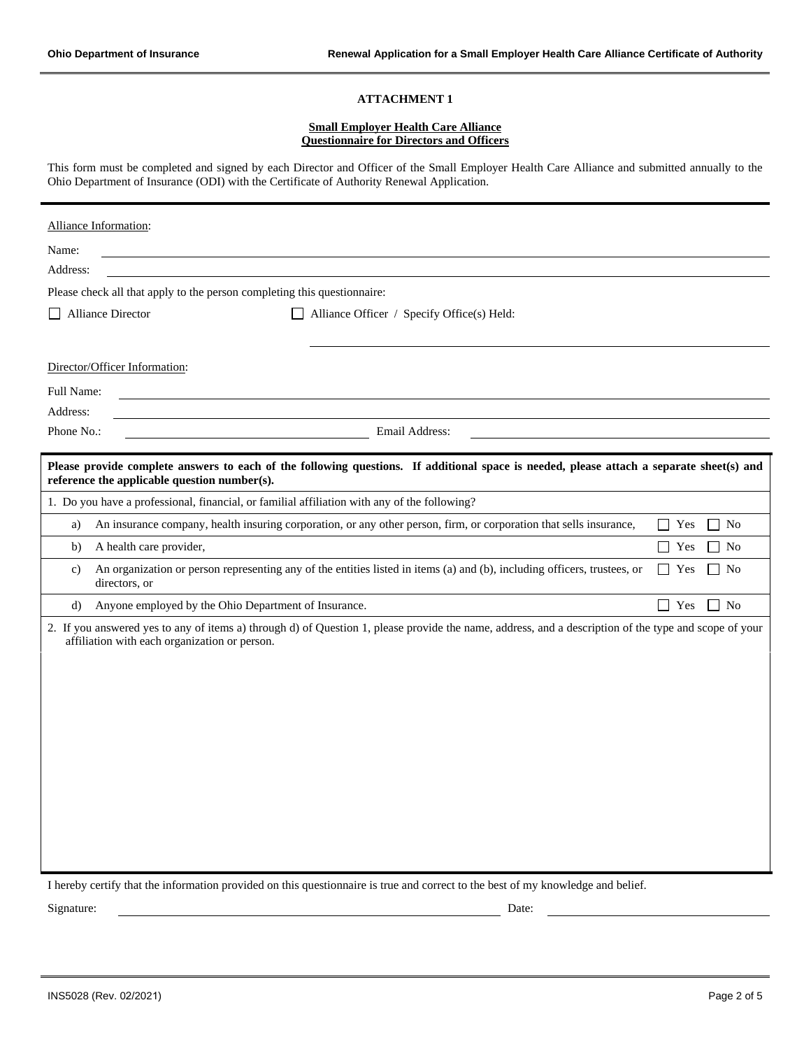## ATTACHMENT 1

**Small Employer Health Care Alliance**
**Questionnaire for Directors and Officers**

This form must be completed and signed by each Director and Officer of the Small Employer Health Care Alliance and submitted annually to the Ohio Department of Insurance (ODI) with the Certificate of Authority Renewal Application.

Alliance Information:

Name: ______________________________

Address: ______________________________

Please check all that apply to the person completing this questionnaire:

☐ Alliance Director ☐ Alliance Officer / Specify Office(s) Held: ______________________________

Director/Officer Information:

Full Name: ______________________________

Address: ______________________________

Phone No.: ______________________________ Email Address: ______________________________

**Please provide complete answers to each of the following questions. If additional space is needed, please attach a separate sheet(s) and reference the applicable question number(s).**

1. Do you have a professional, financial, or familial affiliation with any of the following?

| | | |
|---|---|---|
| a) | An insurance company, health insuring corporation, or any other person, firm, or corporation that sells insurance, | ☐ Yes ☐ No |
| b) | A health care provider, | ☐ Yes ☐ No |
| c) | An organization or person representing any of the entities listed in items (a) and (b), including officers, trustees, or directors, or | ☐ Yes ☐ No |
| d) | Anyone employed by the Ohio Department of Insurance. | ☐ Yes ☐ No |

2. If you answered yes to any of items a) through d) of Question 1, please provide the name, address, and a description of the type and scope of your affiliation with each organization or person.

I hereby certify that the information provided on this questionnaire is true and correct to the best of my knowledge and belief.

Signature: ______________________________ Date: ______________________________

INS5028 (Rev. 02/2021)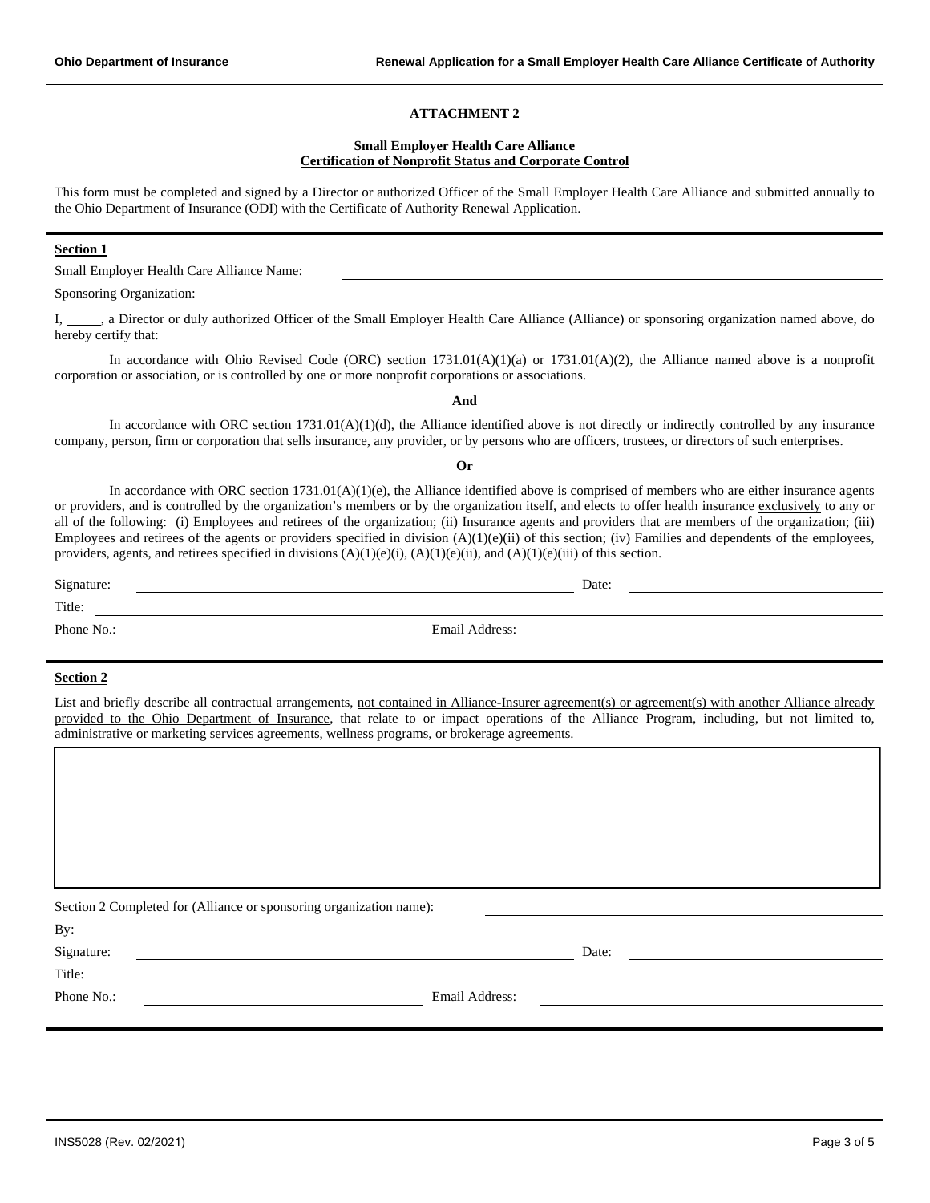# ATTACHMENT 2

## Small Employer Health Care Alliance Certification of Nonprofit Status and Corporate Control

This form must be completed and signed by a Director or authorized Officer of the Small Employer Health Care Alliance and submitted annually to the Ohio Department of Insurance (ODI) with the Certificate of Authority Renewal Application.

---

**Section 1**

Small Employer Health Care Alliance Name: ______________________________

Sponsoring Organization: ______________________________

I, _____, a Director or duly authorized Officer of the Small Employer Health Care Alliance (Alliance) or sponsoring organization named above, do hereby certify that:

In accordance with Ohio Revised Code (ORC) section 1731.01(A)(1)(a) or 1731.01(A)(2), the Alliance named above is a nonprofit corporation or association, or is controlled by one or more nonprofit corporations or associations.

**And**

In accordance with ORC section 1731.01(A)(1)(d), the Alliance identified above is not directly or indirectly controlled by any insurance company, person, firm or corporation that sells insurance, any provider, or by persons who are officers, trustees, or directors of such enterprises.

**Or**

In accordance with ORC section 1731.01(A)(1)(e), the Alliance identified above is comprised of members who are either insurance agents or providers, and is controlled by the organization's members or by the organization itself, and elects to offer health insurance exclusively to any or all of the following: (i) Employees and retirees of the organization; (ii) Insurance agents and providers that are members of the organization; (iii) Employees and retirees of the agents or providers specified in division (A)(1)(e)(ii) of this section; (iv) Families and dependents of the employees, providers, agents, and retirees specified in divisions (A)(1)(e)(i), (A)(1)(e)(ii), and (A)(1)(e)(iii) of this section.

Signature: ______________________________ Date: ______________

Title: ______________________________

Phone No.: ______________ Email Address: ______________________________

---

**Section 2**

List and briefly describe all contractual arrangements, not contained in Alliance-Insurer agreement(s) or agreement(s) with another Alliance already provided to the Ohio Department of Insurance, that relate to or impact operations of the Alliance Program, including, but not limited to, administrative or marketing services agreements, wellness programs, or brokerage agreements.

Section 2 Completed for (Alliance or sponsoring organization name): ______________________________

By:

Signature: ______________________________ Date: ______________

Title: ______________________________

Phone No.: ______________ Email Address: ______________________________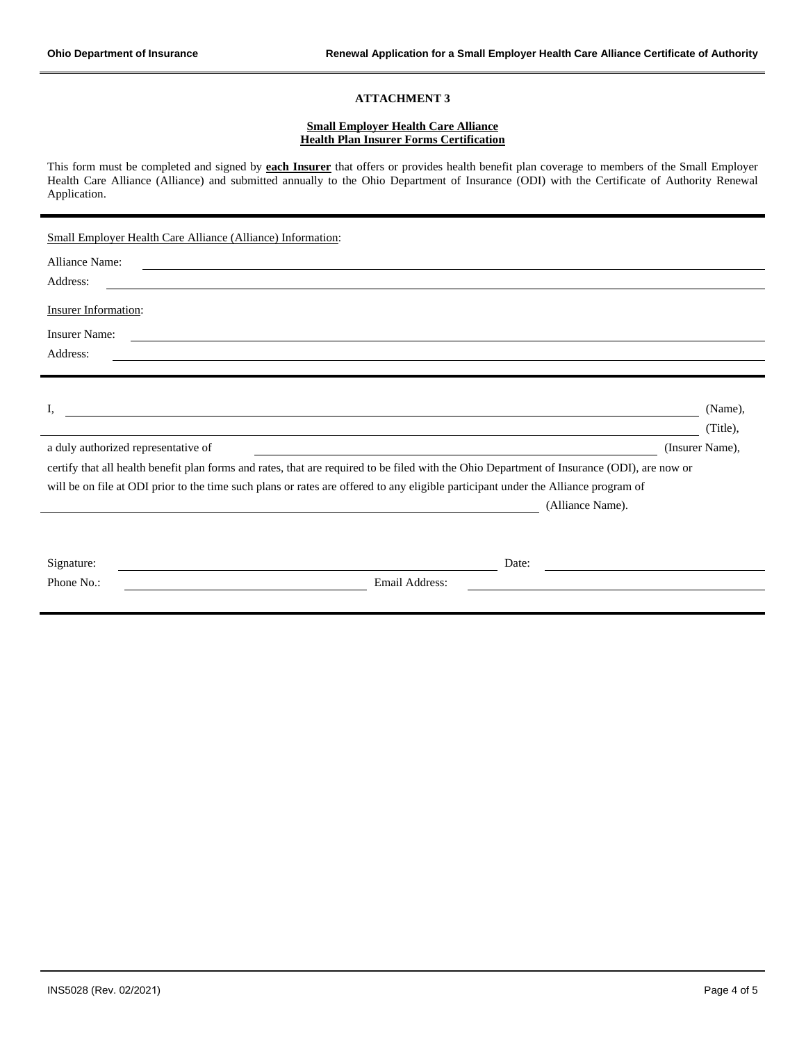**ATTACHMENT 3**

**Small Employer Health Care Alliance**
**Health Plan Insurer Forms Certification**

This form must be completed and signed by **each Insurer** that offers or provides health benefit plan coverage to members of the Small Employer Health Care Alliance (Alliance) and submitted annually to the Ohio Department of Insurance (ODI) with the Certificate of Authority Renewal Application.

---

Small Employer Health Care Alliance (Alliance) Information:

Alliance Name: ______________________________

Address: ______________________________

Insurer Information:

Insurer Name: ______________________________

Address: ______________________________

---

I, ______________________________ (Name),

______________________________ (Title),

a duly authorized representative of ______________________________ (Insurer Name),

certify that all health benefit plan forms and rates, that are required to be filed with the Ohio Department of Insurance (ODI), are now or will be on file at ODI prior to the time such plans or rates are offered to any eligible participant under the Alliance program of

______________________________ (Alliance Name).

Signature: ______________________________ Date: ______________

Phone No.: ______________ Email Address: ______________________________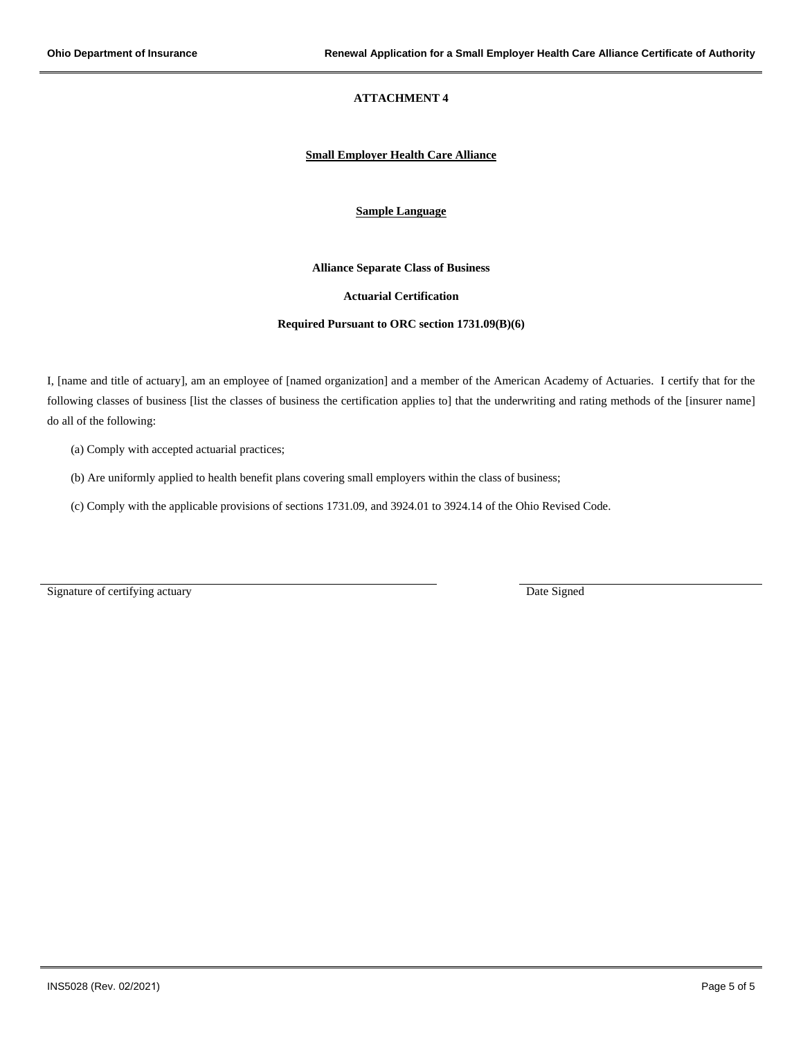# ATTACHMENT 4

**Small Employer Health Care Alliance**

**Sample Language**

**Alliance Separate Class of Business**

**Actuarial Certification**

**Required Pursuant to ORC section 1731.09(B)(6)**

I, [name and title of actuary], am an employee of [named organization] and a member of the American Academy of Actuaries. I certify that for the following classes of business [list the classes of business the certification applies to] that the underwriting and rating methods of the [insurer name] do all of the following:

(a) Comply with accepted actuarial practices;

(b) Are uniformly applied to health benefit plans covering small employers within the class of business;

(c) Comply with the applicable provisions of sections 1731.09, and 3924.01 to 3924.14 of the Ohio Revised Code.

Signature of certifying actuary

Date Signed